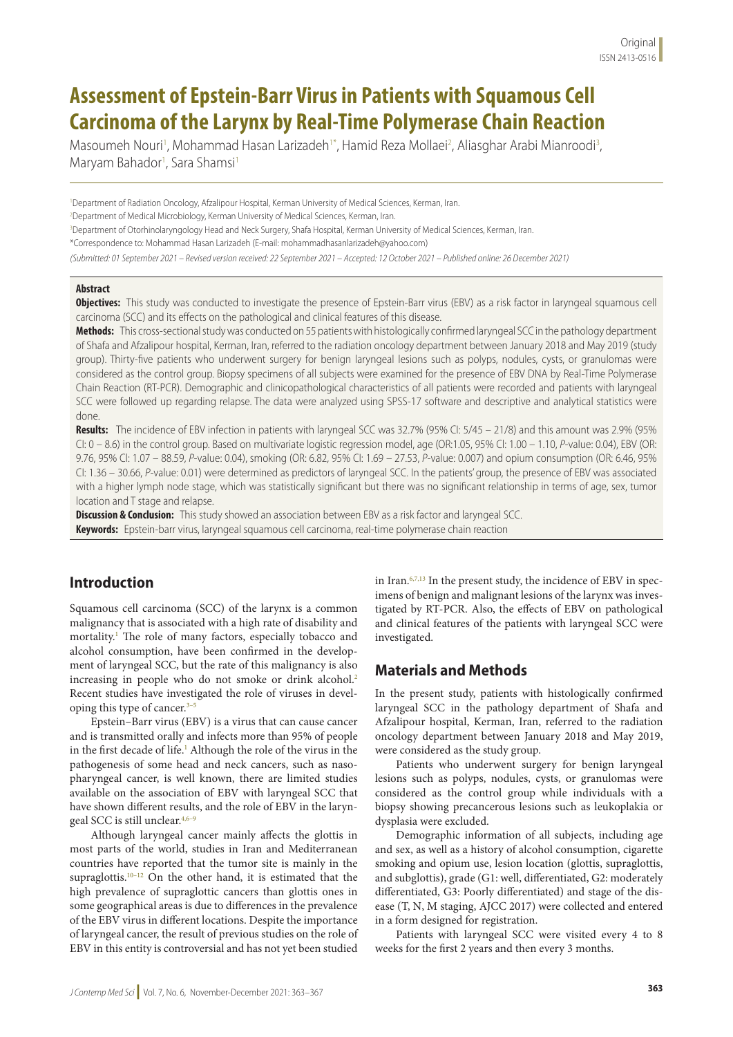Original

ISSN 2413-0516

# Assessment of Epstein-Barr Virus in Patients with Squamous Cell Carcinoma of the Larynx by Real-Time Polymerase Chain Reaction

Masoumeh Nouri[1], Mohammad Hasan Larizadeh[1*], Hamid Reza Mollaei[2], Aliasghar Arabi Mianroodi[3], Maryam Bahador[1], Sara Shamsi[1]

[1]Department of Radiation Oncology, Afzalipour Hospital, Kerman University of Medical Sciences, Kerman, Iran.

[2]Department of Medical Microbiology, Kerman University of Medical Sciences, Kerman, Iran.

[3]Department of Otorhinolaryngology Head and Neck Surgery, Shafa Hospital, Kerman University of Medical Sciences, Kerman, Iran.

*Correspondence to: Mohammad Hasan Larizadeh (E-mail: mohammadhasanlarizadeh@yahoo.com)

*(Submitted: 01 September 2021 – Revised version received: 22 September 2021 – Accepted: 12 October 2021 – Published online: 26 December 2021)*

## Abstract

**Objectives:** This study was conducted to investigate the presence of Epstein-Barr virus (EBV) as a risk factor in laryngeal squamous cell carcinoma (SCC) and its effects on the pathological and clinical features of this disease.

**Methods:** This cross-sectional study was conducted on 55 patients with histologically confirmed laryngeal SCC in the pathology department of Shafa and Afzalipour hospital, Kerman, Iran, referred to the radiation oncology department between January 2018 and May 2019 (study group). Thirty-five patients who underwent surgery for benign laryngeal lesions such as polyps, nodules, cysts, or granulomas were considered as the control group. Biopsy specimens of all subjects were examined for the presence of EBV DNA by Real-Time Polymerase Chain Reaction (RT-PCR). Demographic and clinicopathological characteristics of all patients were recorded and patients with laryngeal SCC were followed up regarding relapse. The data were analyzed using SPSS-17 software and descriptive and analytical statistics were done.

**Results:** The incidence of EBV infection in patients with laryngeal SCC was 32.7% (95% CI: 5/45 – 21/8) and this amount was 2.9% (95% CI: 0 – 8.6) in the control group. Based on multivariate logistic regression model, age (OR:1.05, 95% CI: 1.00 – 1.10, *P*-value: 0.04), EBV (OR: 9.76, 95% CI: 1.07 – 88.59, *P*-value: 0.04), smoking (OR: 6.82, 95% CI: 1.69 – 27.53, *P*-value: 0.007) and opium consumption (OR: 6.46, 95% CI: 1.36 – 30.66, *P*-value: 0.01) were determined as predictors of laryngeal SCC. In the patients' group, the presence of EBV was associated with a higher lymph node stage, which was statistically significant but there was no significant relationship in terms of age, sex, tumor location and T stage and relapse.

**Discussion & Conclusion:** This study showed an association between EBV as a risk factor and laryngeal SCC.

**Keywords:** Epstein-barr virus, laryngeal squamous cell carcinoma, real-time polymerase chain reaction

## Introduction

Squamous cell carcinoma (SCC) of the larynx is a common malignancy that is associated with a high rate of disability and mortality.[1] The role of many factors, especially tobacco and alcohol consumption, have been confirmed in the development of laryngeal SCC, but the rate of this malignancy is also increasing in people who do not smoke or drink alcohol.[2] Recent studies have investigated the role of viruses in developing this type of cancer.[3–5]

Epstein–Barr virus (EBV) is a virus that can cause cancer and is transmitted orally and infects more than 95% of people in the first decade of life.[1] Although the role of the virus in the pathogenesis of some head and neck cancers, such as nasopharyngeal cancer, is well known, there are limited studies available on the association of EBV with laryngeal SCC that have shown different results, and the role of EBV in the laryngeal SCC is still unclear.[4,6–9]

Although laryngeal cancer mainly affects the glottis in most parts of the world, studies in Iran and Mediterranean countries have reported that the tumor site is mainly in the supraglottis.[10–12] On the other hand, it is estimated that the high prevalence of supraglottic cancers than glottis ones in some geographical areas is due to differences in the prevalence of the EBV virus in different locations. Despite the importance of laryngeal cancer, the result of previous studies on the role of EBV in this entity is controversial and has not yet been studied in Iran.[6,7,13] In the present study, the incidence of EBV in specimens of benign and malignant lesions of the larynx was investigated by RT-PCR. Also, the effects of EBV on pathological and clinical features of the patients with laryngeal SCC were investigated.

## Materials and Methods

In the present study, patients with histologically confirmed laryngeal SCC in the pathology department of Shafa and Afzalipour hospital, Kerman, Iran, referred to the radiation oncology department between January 2018 and May 2019, were considered as the study group.

Patients who underwent surgery for benign laryngeal lesions such as polyps, nodules, cysts, or granulomas were considered as the control group while individuals with a biopsy showing precancerous lesions such as leukoplakia or dysplasia were excluded.

Demographic information of all subjects, including age and sex, as well as a history of alcohol consumption, cigarette smoking and opium use, lesion location (glottis, supraglottis, and subglottis), grade (G1: well, differentiated, G2: moderately differentiated, G3: Poorly differentiated) and stage of the disease (T, N, M staging, AJCC 2017) were collected and entered in a form designed for registration.

Patients with laryngeal SCC were visited every 4 to 8 weeks for the first 2 years and then every 3 months.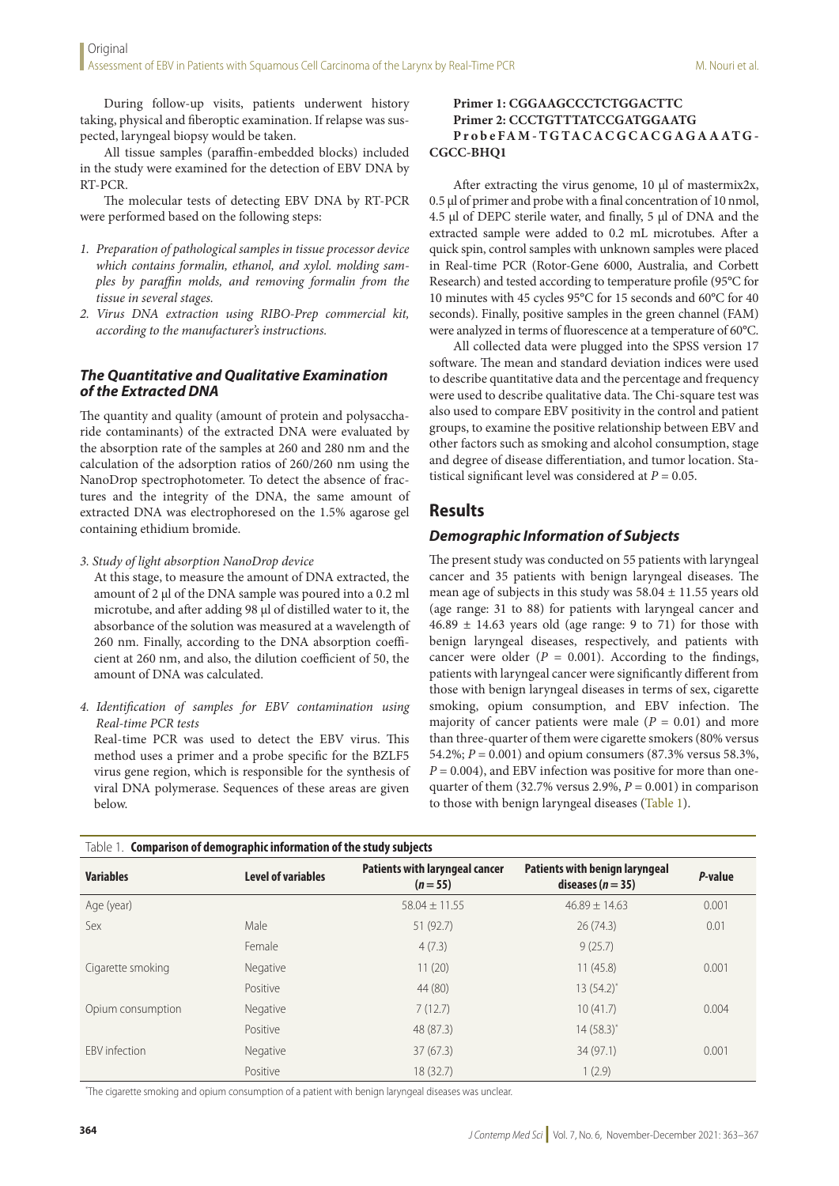During follow-up visits, patients underwent history taking, physical and fiberoptic examination. If relapse was suspected, laryngeal biopsy would be taken.

All tissue samples (paraffin-embedded blocks) included in the study were examined for the detection of EBV DNA by RT-PCR.

The molecular tests of detecting EBV DNA by RT-PCR were performed based on the following steps:

1. *Preparation of pathological samples in tissue processor device which contains formalin, ethanol, and xylol. molding samples by paraffin molds, and removing formalin from the tissue in several stages.*
2. *Virus DNA extraction using RIBO-Prep commercial kit, according to the manufacturer's instructions.*

### *The Quantitative and Qualitative Examination of the Extracted DNA*

The quantity and quality (amount of protein and polysaccharide contaminants) of the extracted DNA were evaluated by the absorption rate of the samples at 260 and 280 nm and the calculation of the adsorption ratios of 260/260 nm using the NanoDrop spectrophotometer. To detect the absence of fractures and the integrity of the DNA, the same amount of extracted DNA was electrophoresed on the 1.5% agarose gel containing ethidium bromide.

3. *Study of light absorption NanoDrop device*

   At this stage, to measure the amount of DNA extracted, the amount of 2 µl of the DNA sample was poured into a 0.2 ml microtube, and after adding 98 µl of distilled water to it, the absorbance of the solution was measured at a wavelength of 260 nm. Finally, according to the DNA absorption coefficient at 260 nm, and also, the dilution coefficient of 50, the amount of DNA was calculated.

4. *Identification of samples for EBV contamination using Real-time PCR tests*

   Real-time PCR was used to detect the EBV virus. This method uses a primer and a probe specific for the BZLF5 virus gene region, which is responsible for the synthesis of viral DNA polymerase. Sequences of these areas are given below.

**Primer 1: CGGAAGCCCTCTGGACTTC**
**Primer 2: CCCTGTTTATCCGATGGAATG**
**ProbeFAM-TGTACACGCACGAGAAATG-CGCC-BHQ1**

After extracting the virus genome, 10 µl of mastermix2x, 0.5 µl of primer and probe with a final concentration of 10 nmol, 4.5 µl of DEPC sterile water, and finally, 5 µl of DNA and the extracted sample were added to 0.2 mL microtubes. After a quick spin, control samples with unknown samples were placed in Real-time PCR (Rotor-Gene 6000, Australia, and Corbett Research) and tested according to temperature profile (95°C for 10 minutes with 45 cycles 95°C for 15 seconds and 60°C for 40 seconds). Finally, positive samples in the green channel (FAM) were analyzed in terms of fluorescence at a temperature of 60°C.

All collected data were plugged into the SPSS version 17 software. The mean and standard deviation indices were used to describe quantitative data and the percentage and frequency were used to describe qualitative data. The Chi-square test was also used to compare EBV positivity in the control and patient groups, to examine the positive relationship between EBV and other factors such as smoking and alcohol consumption, stage and degree of disease differentiation, and tumor location. Statistical significant level was considered at $P = 0.05$.

## Results

### *Demographic Information of Subjects*

The present study was conducted on 55 patients with laryngeal cancer and 35 patients with benign laryngeal diseases. The mean age of subjects in this study was 58.04 ± 11.55 years old (age range: 31 to 88) for patients with laryngeal cancer and 46.89 ± 14.63 years old (age range: 9 to 71) for those with benign laryngeal diseases, respectively, and patients with cancer were older ($P = 0.001$). According to the findings, patients with laryngeal cancer were significantly different from those with benign laryngeal diseases in terms of sex, cigarette smoking, opium consumption, and EBV infection. The majority of cancer patients were male ($P = 0.01$) and more than three-quarter of them were cigarette smokers (80% versus 54.2%; $P = 0.001$) and opium consumers (87.3% versus 58.3%, $P = 0.004$), and EBV infection was positive for more than one-quarter of them (32.7% versus 2.9%, $P = 0.001$) in comparison to those with benign laryngeal diseases (Table 1).

Table 1. **Comparison of demographic information of the study subjects**

| Variables | Level of variables | Patients with laryngeal cancer ($n = 55$) | Patients with benign laryngeal diseases ($n = 35$) | *P*-value |
|---|---|---|---|---|
| Age (year) | | 58.04 ± 11.55 | 46.89 ± 14.63 | 0.001 |
| Sex | Male | 51 (92.7) | 26 (74.3) | 0.01 |
| | Female | 4 (7.3) | 9 (25.7) | |
| Cigarette smoking | Negative | 11 (20) | 11 (45.8) | 0.001 |
| | Positive | 44 (80) | 13 (54.2)* | |
| Opium consumption | Negative | 7 (12.7) | 10 (41.7) | 0.004 |
| | Positive | 48 (87.3) | 14 (58.3)* | |
| EBV infection | Negative | 37 (67.3) | 34 (97.1) | 0.001 |
| | Positive | 18 (32.7) | 1 (2.9) | |

*The cigarette smoking and opium consumption of a patient with benign laryngeal diseases was unclear.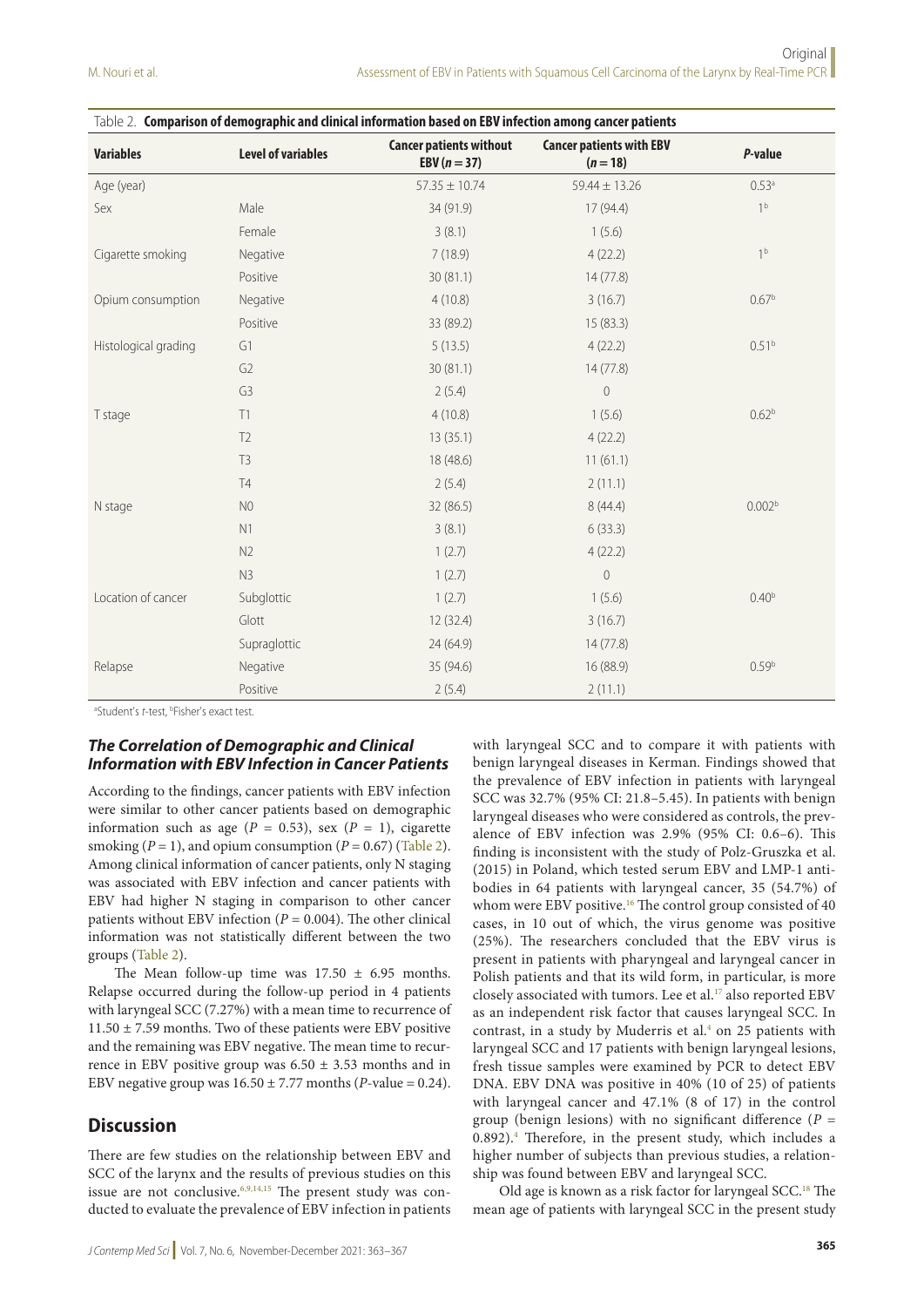Table 2. **Comparison of demographic and clinical information based on EBV infection among cancer patients**

| Variables | Level of variables | Cancer patients without EBV ($n = 37$) | Cancer patients with EBV ($n = 18$) | *P*-value |
|---|---|---|---|---|
| Age (year) | | 57.35 ± 10.74 | 59.44 ± 13.26 | 0.53[a] |
| Sex | Male | 34 (91.9) | 17 (94.4) | 1[b] |
| | Female | 3 (8.1) | 1 (5.6) | |
| Cigarette smoking | Negative | 7 (18.9) | 4 (22.2) | 1[b] |
| | Positive | 30 (81.1) | 14 (77.8) | |
| Opium consumption | Negative | 4 (10.8) | 3 (16.7) | 0.67[b] |
| | Positive | 33 (89.2) | 15 (83.3) | |
| Histological grading | G1 | 5 (13.5) | 4 (22.2) | 0.51[b] |
| | G2 | 30 (81.1) | 14 (77.8) | |
| | G3 | 2 (5.4) | 0 | |
| T stage | T1 | 4 (10.8) | 1 (5.6) | 0.62[b] |
| | T2 | 13 (35.1) | 4 (22.2) | |
| | T3 | 18 (48.6) | 11 (61.1) | |
| | T4 | 2 (5.4) | 2 (11.1) | |
| N stage | N0 | 32 (86.5) | 8 (44.4) | 0.002[b] |
| | N1 | 3 (8.1) | 6 (33.3) | |
| | N2 | 1 (2.7) | 4 (22.2) | |
| | N3 | 1 (2.7) | 0 | |
| Location of cancer | Subglottic | 1 (2.7) | 1 (5.6) | 0.40[b] |
| | Glott | 12 (32.4) | 3 (16.7) | |
| | Supraglottic | 24 (64.9) | 14 (77.8) | |
| Relapse | Negative | 35 (94.6) | 16 (88.9) | 0.59[b] |
| | Positive | 2 (5.4) | 2 (11.1) | |

[a]Student's *t*-test, [b]Fisher's exact test.

### *The Correlation of Demographic and Clinical Information with EBV Infection in Cancer Patients*

According to the findings, cancer patients with EBV infection were similar to other cancer patients based on demographic information such as age ($P$ = 0.53), sex ($P$ = 1), cigarette smoking ($P$ = 1), and opium consumption ($P$ = 0.67) (Table 2). Among clinical information of cancer patients, only N staging was associated with EBV infection and cancer patients with EBV had higher N staging in comparison to other cancer patients without EBV infection ($P$ = 0.004). The other clinical information was not statistically different between the two groups (Table 2).

The Mean follow-up time was 17.50 ± 6.95 months. Relapse occurred during the follow-up period in 4 patients with laryngeal SCC (7.27%) with a mean time to recurrence of 11.50 ± 7.59 months. Two of these patients were EBV positive and the remaining was EBV negative. The mean time to recurrence in EBV positive group was 6.50 ± 3.53 months and in EBV negative group was 16.50 ± 7.77 months ($P$-value = 0.24).

## Discussion

There are few studies on the relationship between EBV and SCC of the larynx and the results of previous studies on this issue are not conclusive.[6,9,14,15] The present study was conducted to evaluate the prevalence of EBV infection in patients with laryngeal SCC and to compare it with patients with benign laryngeal diseases in Kerman. Findings showed that the prevalence of EBV infection in patients with laryngeal SCC was 32.7% (95% CI: 21.8–5.45). In patients with benign laryngeal diseases who were considered as controls, the prevalence of EBV infection was 2.9% (95% CI: 0.6–6). This finding is inconsistent with the study of Polz-Gruszka et al. (2015) in Poland, which tested serum EBV and LMP-1 antibodies in 64 patients with laryngeal cancer, 35 (54.7%) of whom were EBV positive.[16] The control group consisted of 40 cases, in 10 out of which, the virus genome was positive (25%). The researchers concluded that the EBV virus is present in patients with pharyngeal and laryngeal cancer in Polish patients and that its wild form, in particular, is more closely associated with tumors. Lee et al.[17] also reported EBV as an independent risk factor that causes laryngeal SCC. In contrast, in a study by Muderris et al.[4] on 25 patients with laryngeal SCC and 17 patients with benign laryngeal lesions, fresh tissue samples were examined by PCR to detect EBV DNA. EBV DNA was positive in 40% (10 of 25) of patients with laryngeal cancer and 47.1% (8 of 17) in the control group (benign lesions) with no significant difference ($P$ = 0.892).[4] Therefore, in the present study, which includes a higher number of subjects than previous studies, a relationship was found between EBV and laryngeal SCC.

Old age is known as a risk factor for laryngeal SCC.[18] The mean age of patients with laryngeal SCC in the present study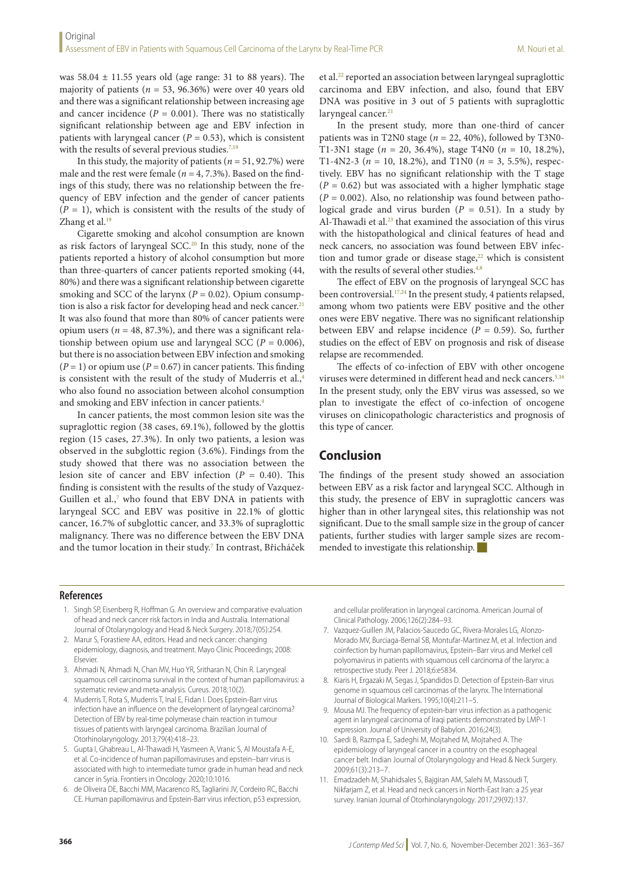was 58.04 ± 11.55 years old (age range: 31 to 88 years). The majority of patients (*n* = 53, 96.36%) were over 40 years old and there was a significant relationship between increasing age and cancer incidence (*P* = 0.001). There was no statistically significant relationship between age and EBV infection in patients with laryngeal cancer (*P* = 0.53), which is consistent with the results of several previous studies.[7,19]

In this study, the majority of patients (*n* = 51, 92.7%) were male and the rest were female (*n* = 4, 7.3%). Based on the findings of this study, there was no relationship between the frequency of EBV infection and the gender of cancer patients (*P* = 1), which is consistent with the results of the study of Zhang et al.[19]

Cigarette smoking and alcohol consumption are known as risk factors of laryngeal SCC.[20] In this study, none of the patients reported a history of alcohol consumption but more than three-quarters of cancer patients reported smoking (44, 80%) and there was a significant relationship between cigarette smoking and SCC of the larynx (*P* = 0.02). Opium consumption is also a risk factor for developing head and neck cancer.[21] It was also found that more than 80% of cancer patients were opium users (*n* = 48, 87.3%), and there was a significant relationship between opium use and laryngeal SCC (*P* = 0.006), but there is no association between EBV infection and smoking (*P* = 1) or opium use (*P* = 0.67) in cancer patients. This finding is consistent with the result of the study of Muderris et al.,[4] who also found no association between alcohol consumption and smoking and EBV infection in cancer patients.[4]

In cancer patients, the most common lesion site was the supraglottic region (38 cases, 69.1%), followed by the glottis region (15 cases, 27.3%). In only two patients, a lesion was observed in the subglottic region (3.6%). Findings from the study showed that there was no association between the lesion site of cancer and EBV infection (*P* = 0.40). This finding is consistent with the results of the study of Vazquez-Guillen et al.,[7] who found that EBV DNA in patients with laryngeal SCC and EBV was positive in 22.1% of glottic cancer, 16.7% of subglottic cancer, and 33.3% of supraglottic malignancy. There was no difference between the EBV DNA and the tumor location in their study.[7] In contrast, Břicháček et al.[22] reported an association between laryngeal supraglottic carcinoma and EBV infection, and also, found that EBV DNA was positive in 3 out of 5 patients with supraglottic laryngeal cancer.[21]

In the present study, more than one-third of cancer patients was in T2N0 stage (*n* = 22, 40%), followed by T3N0-T1-3N1 stage (*n* = 20, 36.4%), stage T4N0 (*n* = 10, 18.2%), T1-4N2-3 (*n* = 10, 18.2%), and T1N0 (*n* = 3, 5.5%), respectively. EBV has no significant relationship with the T stage (*P* = 0.62) but was associated with a higher lymphatic stage (*P* = 0.002). Also, no relationship was found between pathological grade and virus burden (*P* = 0.51). In a study by Al-Thawadi et al.[23] that examined the association of this virus with the histopathological and clinical features of head and neck cancers, no association was found between EBV infection and tumor grade or disease stage,[22] which is consistent with the results of several other studies.[4,8]

The effect of EBV on the prognosis of laryngeal SCC has been controversial.[17,24] In the present study, 4 patients relapsed, among whom two patients were EBV positive and the other ones were EBV negative. There was no significant relationship between EBV and relapse incidence (*P* = 0.59). So, further studies on the effect of EBV on prognosis and risk of disease relapse are recommended.

The effects of co-infection of EBV with other oncogene viruses were determined in different head and neck cancers.[5,16] In the present study, only the EBV virus was assessed, so we plan to investigate the effect of co-infection of oncogene viruses on clinicopathologic characteristics and prognosis of this type of cancer.

## Conclusion

The findings of the present study showed an association between EBV as a risk factor and laryngeal SCC. Although in this study, the presence of EBV in supraglottic cancers was higher than in other laryngeal sites, this relationship was not significant. Due to the small sample size in the group of cancer patients, further studies with larger sample sizes are recommended to investigate this relationship.

## References

1. Singh SP, Eisenberg R, Hoffman G. An overview and comparative evaluation of head and neck cancer risk factors in India and Australia. International Journal of Otolaryngology and Head & Neck Surgery. 2018;7(05):254.
2. Marur S, Forastiere AA, editors. Head and neck cancer: changing epidemiology, diagnosis, and treatment. Mayo Clinic Proceedings; 2008: Elsevier.
3. Ahmadi N, Ahmadi N, Chan MV, Huo YR, Sritharan N, Chin R. Laryngeal squamous cell carcinoma survival in the context of human papillomavirus: a systematic review and meta-analysis. Cureus. 2018;10(2).
4. Muderris T, Rota S, Muderris T, Inal E, Fidan I. Does Epstein-Barr virus infection have an influence on the development of laryngeal carcinoma? Detection of EBV by real-time polymerase chain reaction in tumour tissues of patients with laryngeal carcinoma. Brazilian Journal of Otorhinolaryngology. 2013;79(4):418–23.
5. Gupta I, Ghabreau L, Al-Thawadi H, Yasmeen A, Vranic S, Al Moustafa A-E, et al. Co-incidence of human papillomaviruses and epstein–barr virus is associated with high to intermediate tumor grade in human head and neck cancer in Syria. Frontiers in Oncology. 2020;10:1016.
6. de Oliveira DE, Bacchi MM, Macarenco RS, Tagliarini JV, Cordeiro RC, Bacchi CE. Human papillomavirus and Epstein-Barr virus infection, p53 expression, and cellular proliferation in laryngeal carcinoma. American Journal of Clinical Pathology. 2006;126(2):284–93.
7. Vazquez-Guillen JM, Palacios-Saucedo GC, Rivera-Morales LG, Alonzo-Morado MV, Burciaga-Bernal SB, Montufar-Martinez M, et al. Infection and coinfection by human papillomavirus, Epstein–Barr virus and Merkel cell polyomavirus in patients with squamous cell carcinoma of the larynx: a retrospective study. Peer J. 2018;6:e5834.
8. Kiaris H, Ergazaki M, Segas J, Spandidos D. Detection of Epstein-Barr virus genome in squamous cell carcinomas of the larynx. The International Journal of Biological Markers. 1995;10(4):211–5.
9. Mousa MJ. The frequency of epstein-barr virus infection as a pathogenic agent in laryngeal carcinoma of Iraqi patients demonstrated by LMP-1 expression. Journal of University of Babylon. 2016;24(3).
10. Saedi B, Razmpa E, Sadeghi M, Mojtahed M, Mojtahed A. The epidemiology of laryngeal cancer in a country on the esophageal cancer belt. Indian Journal of Otolaryngology and Head & Neck Surgery. 2009;61(3):213–7.
11. Emadzadeh M, Shahidsales S, Bajgiran AM, Salehi M, Massoudi T, Nikfarjam Z, et al. Head and neck cancers in North-East Iran: a 25 year survey. Iranian Journal of Otorhinolaryngology. 2017;29(92):137.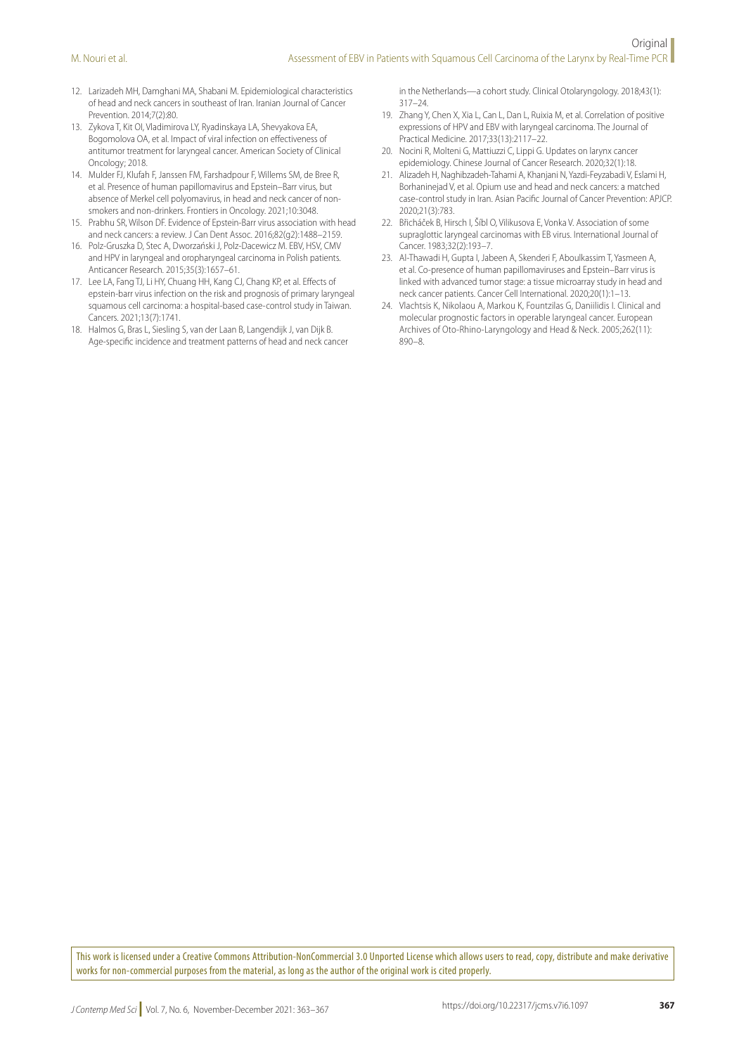12. Larizadeh MH, Damghani MA, Shabani M. Epidemiological characteristics of head and neck cancers in southeast of Iran. Iranian Journal of Cancer Prevention. 2014;7(2):80.
13. Zykova T, Kit OI, Vladimirova LY, Ryadinskaya LA, Shevyakova EA, Bogomolova OA, et al. Impact of viral infection on effectiveness of antitumor treatment for laryngeal cancer. American Society of Clinical Oncology; 2018.
14. Mulder FJ, Klufah F, Janssen FM, Farshadpour F, Willems SM, de Bree R, et al. Presence of human papillomavirus and Epstein–Barr virus, but absence of Merkel cell polyomavirus, in head and neck cancer of non-smokers and non-drinkers. Frontiers in Oncology. 2021;10:3048.
15. Prabhu SR, Wilson DF. Evidence of Epstein-Barr virus association with head and neck cancers: a review. J Can Dent Assoc. 2016;82(g2):1488–2159.
16. Polz-Gruszka D, Stec A, Dworzański J, Polz-Dacewicz M. EBV, HSV, CMV and HPV in laryngeal and oropharyngeal carcinoma in Polish patients. Anticancer Research. 2015;35(3):1657–61.
17. Lee LA, Fang TJ, Li HY, Chuang HH, Kang CJ, Chang KP, et al. Effects of epstein-barr virus infection on the risk and prognosis of primary laryngeal squamous cell carcinoma: a hospital-based case-control study in Taiwan. Cancers. 2021;13(7):1741.
18. Halmos G, Bras L, Siesling S, van der Laan B, Langendijk J, van Dijk B. Age-specific incidence and treatment patterns of head and neck cancer in the Netherlands—a cohort study. Clinical Otolaryngology. 2018;43(1): 317–24.
19. Zhang Y, Chen X, Xia L, Can L, Dan L, Ruixia M, et al. Correlation of positive expressions of HPV and EBV with laryngeal carcinoma. The Journal of Practical Medicine. 2017;33(13):2117–22.
20. Nocini R, Molteni G, Mattiuzzi C, Lippi G. Updates on larynx cancer epidemiology. Chinese Journal of Cancer Research. 2020;32(1):18.
21. Alizadeh H, Naghibzadeh-Tahami A, Khanjani N, Yazdi-Feyzabadi V, Eslami H, Borhaninejad V, et al. Opium use and head and neck cancers: a matched case-control study in Iran. Asian Pacific Journal of Cancer Prevention: APJCP. 2020;21(3):783.
22. Břicháček B, Hirsch I, Šíbl O, Vilikusova E, Vonka V. Association of some supraglottic laryngeal carcinomas with EB virus. International Journal of Cancer. 1983;32(2):193–7.
23. Al-Thawadi H, Gupta I, Jabeen A, Skenderi F, Aboulkassim T, Yasmeen A, et al. Co-presence of human papillomaviruses and Epstein–Barr virus is linked with advanced tumor stage: a tissue microarray study in head and neck cancer patients. Cancer Cell International. 2020;20(1):1–13.
24. Vlachtsis K, Nikolaou A, Markou K, Fountzilas G, Daniilidis I. Clinical and molecular prognostic factors in operable laryngeal cancer. European Archives of Oto-Rhino-Laryngology and Head & Neck. 2005;262(11): 890–8.

This work is licensed under a Creative Commons Attribution-NonCommercial 3.0 Unported License which allows users to read, copy, distribute and make derivative works for non-commercial purposes from the material, as long as the author of the original work is cited properly.